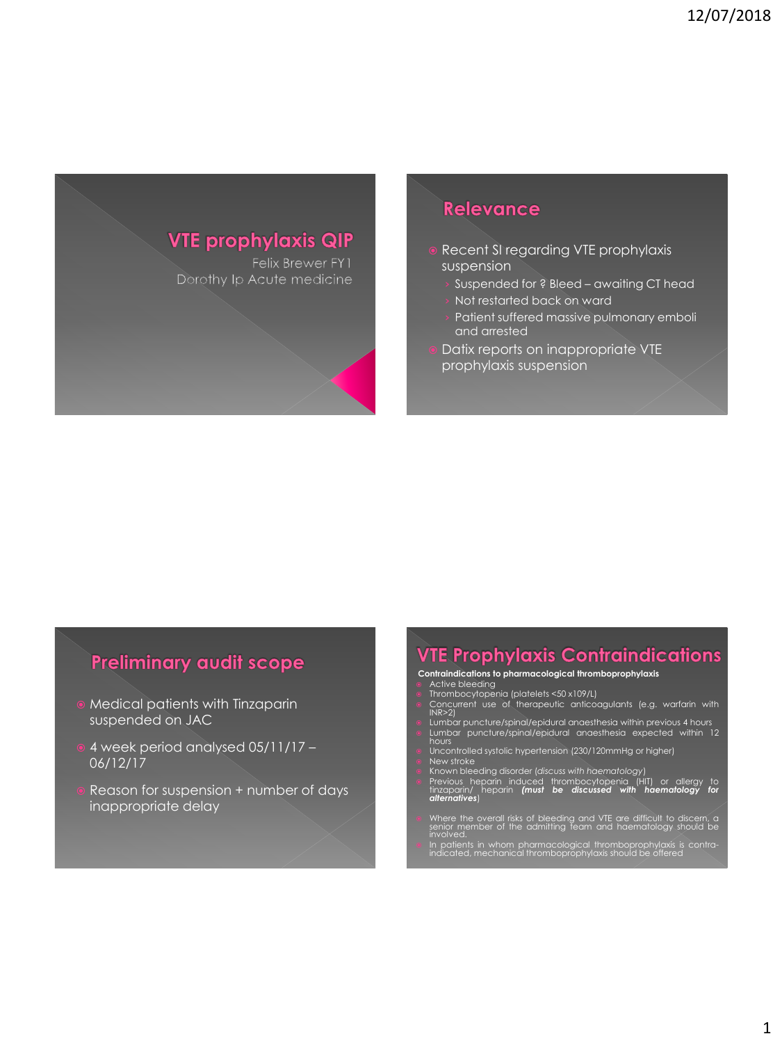# VTE prophylaxis QIP

Felix Brewer FY1

Dorothy Ip Acute medicine

## Relevance

- Recent SI regarding VTE prophylaxis suspension
  - Suspended for ? Bleed – awaiting CT head
  - Not restarted back on ward
  - Patient suffered massive pulmonary emboli and arrested
- Datix reports on inappropriate VTE prophylaxis suspension

## Preliminary audit scope

- Medical patients with Tinzaparin suspended on JAC
- 4 week period analysed 05/11/17 – 06/12/17
- Reason for suspension + number of days inappropriate delay

## VTE Prophylaxis Contraindications

**Contraindications to pharmacological thromboprophylaxis**

- Active bleeding
- Thrombocytopenia (platelets <50 x109/L)
- Concurrent use of therapeutic anticoagulants (e.g. warfarin with INR>2)
- Lumbar puncture/spinal/epidural anaesthesia within previous 4 hours
- Lumbar puncture/spinal/epidural anaesthesia expected within 12 hours
- Uncontrolled systolic hypertension (230/120mmHg or higher)
- New stroke
- Known bleeding disorder (*discuss with haematology*)
- Previous heparin induced thrombocytopenia (HIT) or allergy to tinzaparin/ heparin (***must be discussed with haematology for alternatives***)

- Where the overall risks of bleeding and VTE are difficult to discern, a senior member of the admitting team and haematology should be involved.
- In patients in whom pharmacological thromboprophylaxis is contra-indicated, mechanical thromboprophylaxis should be offered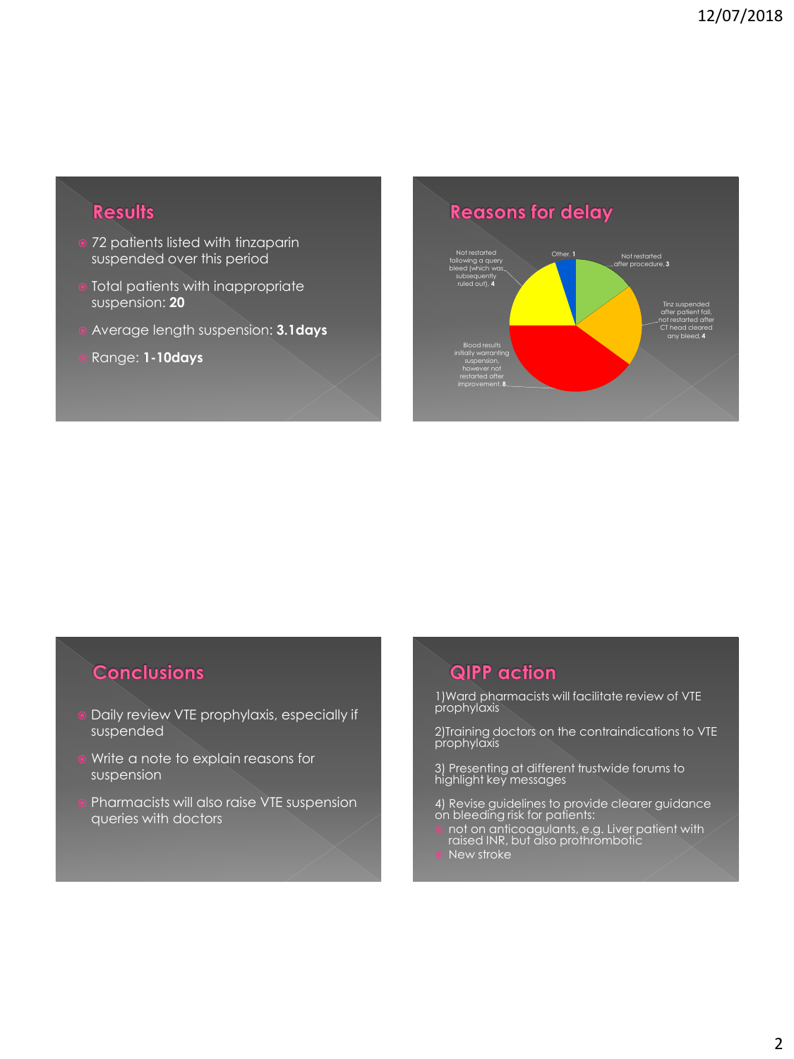## Results

- 72 patients listed with tinzaparin suspended over this period
- Total patients with inappropriate suspension: **20**
- Average length suspension: **3.1days**
- Range: **1-10days**

## Reasons for delay

Not restarted following a query bleed (which was subsequently ruled out), **4**

Other, **1**

Not restarted after procedure, **3**

Tinz suspended after patient fall, not restarted after CT head cleared any bleed, **4**

Blood results initially warranting suspension, however not restarted after improvement, **8**

## Conclusions

- Daily review VTE prophylaxis, especially if suspended
- Write a note to explain reasons for suspension
- Pharmacists will also raise VTE suspension queries with doctors

## QIPP action

1)Ward pharmacists will facilitate review of VTE prophylaxis

2)Training doctors on the contraindications to VTE prophylaxis

3) Presenting at different trustwide forums to highlight key messages

4) Revise guidelines to provide clearer guidance on bleeding risk for patients:

- not on anticoagulants, e.g. Liver patient with raised INR, but also prothrombotic
- New stroke